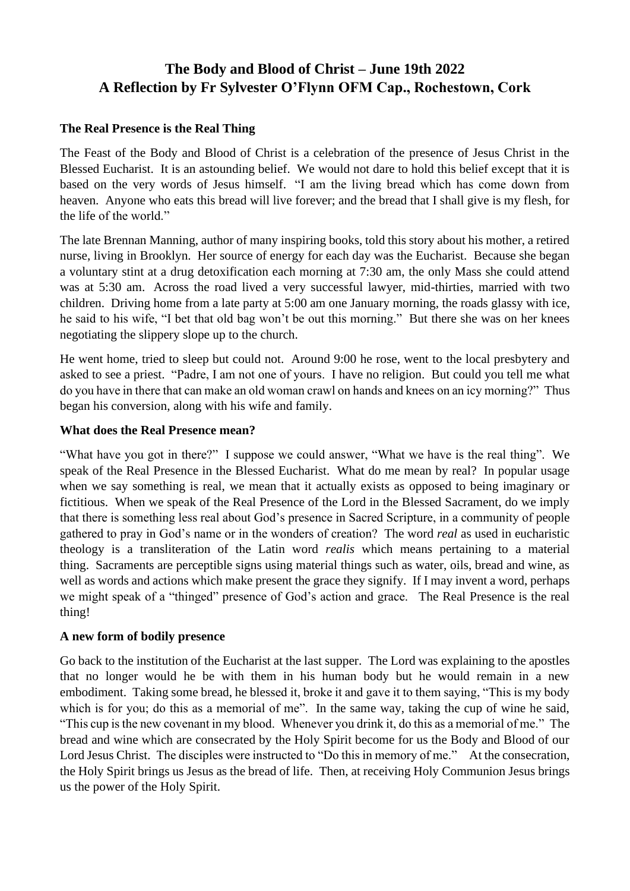# The Body and Blood of Christ – June 19th 2022
# A Reflection by Fr Sylvester O'Flynn OFM Cap., Rochestown, Cork

**The Real Presence is the Real Thing**

The Feast of the Body and Blood of Christ is a celebration of the presence of Jesus Christ in the Blessed Eucharist. It is an astounding belief. We would not dare to hold this belief except that it is based on the very words of Jesus himself. "I am the living bread which has come down from heaven. Anyone who eats this bread will live forever; and the bread that I shall give is my flesh, for the life of the world."

The late Brennan Manning, author of many inspiring books, told this story about his mother, a retired nurse, living in Brooklyn. Her source of energy for each day was the Eucharist. Because she began a voluntary stint at a drug detoxification each morning at 7:30 am, the only Mass she could attend was at 5:30 am. Across the road lived a very successful lawyer, mid-thirties, married with two children. Driving home from a late party at 5:00 am one January morning, the roads glassy with ice, he said to his wife, "I bet that old bag won't be out this morning." But there she was on her knees negotiating the slippery slope up to the church.

He went home, tried to sleep but could not. Around 9:00 he rose, went to the local presbytery and asked to see a priest. "Padre, I am not one of yours. I have no religion. But could you tell me what do you have in there that can make an old woman crawl on hands and knees on an icy morning?" Thus began his conversion, along with his wife and family.

**What does the Real Presence mean?**

"What have you got in there?" I suppose we could answer, "What we have is the real thing". We speak of the Real Presence in the Blessed Eucharist. What do me mean by real? In popular usage when we say something is real, we mean that it actually exists as opposed to being imaginary or fictitious. When we speak of the Real Presence of the Lord in the Blessed Sacrament, do we imply that there is something less real about God's presence in Sacred Scripture, in a community of people gathered to pray in God's name or in the wonders of creation? The word *real* as used in eucharistic theology is a transliteration of the Latin word *realis* which means pertaining to a material thing. Sacraments are perceptible signs using material things such as water, oils, bread and wine, as well as words and actions which make present the grace they signify. If I may invent a word, perhaps we might speak of a "thinged" presence of God's action and grace. The Real Presence is the real thing!

**A new form of bodily presence**

Go back to the institution of the Eucharist at the last supper. The Lord was explaining to the apostles that no longer would he be with them in his human body but he would remain in a new embodiment. Taking some bread, he blessed it, broke it and gave it to them saying, "This is my body which is for you; do this as a memorial of me". In the same way, taking the cup of wine he said, "This cup is the new covenant in my blood. Whenever you drink it, do this as a memorial of me." The bread and wine which are consecrated by the Holy Spirit become for us the Body and Blood of our Lord Jesus Christ. The disciples were instructed to "Do this in memory of me." At the consecration, the Holy Spirit brings us Jesus as the bread of life. Then, at receiving Holy Communion Jesus brings us the power of the Holy Spirit.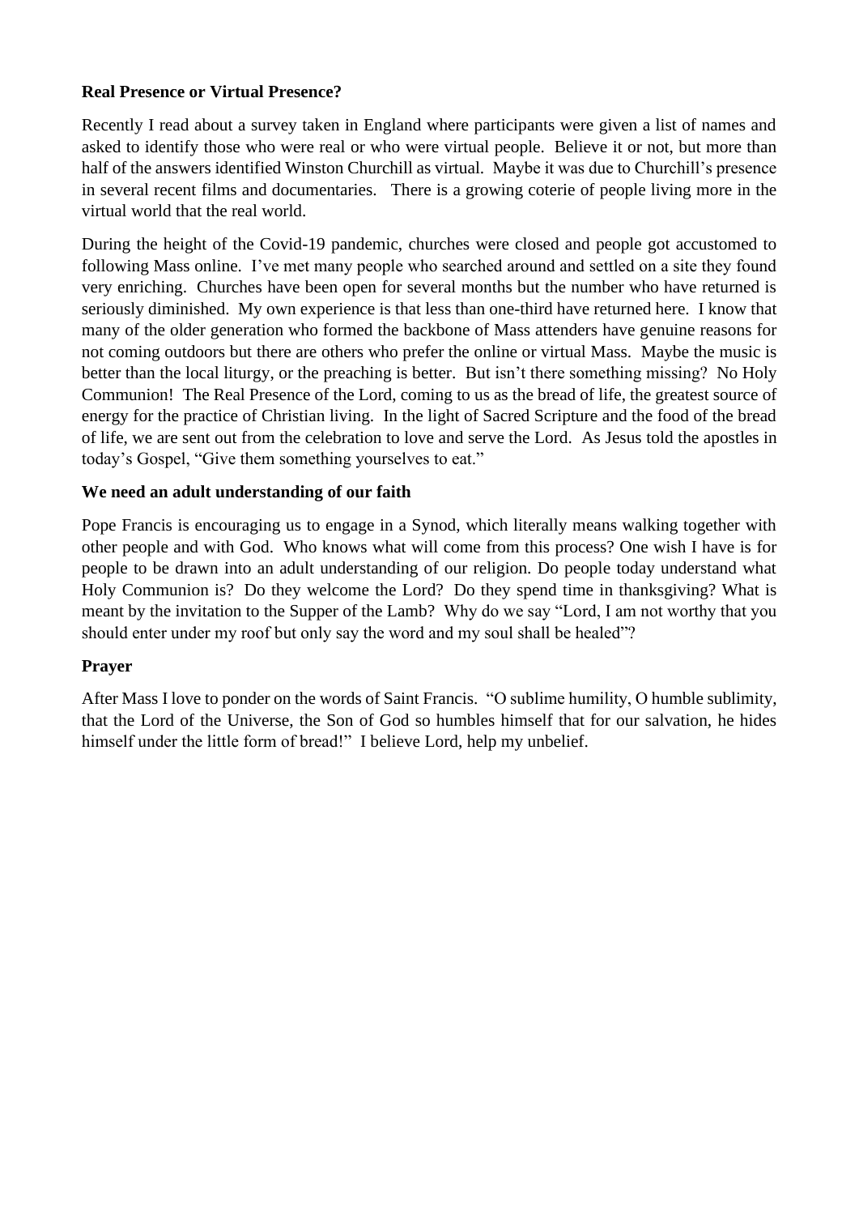**Real Presence or Virtual Presence?**

Recently I read about a survey taken in England where participants were given a list of names and asked to identify those who were real or who were virtual people. Believe it or not, but more than half of the answers identified Winston Churchill as virtual. Maybe it was due to Churchill's presence in several recent films and documentaries. There is a growing coterie of people living more in the virtual world that the real world.

During the height of the Covid-19 pandemic, churches were closed and people got accustomed to following Mass online. I've met many people who searched around and settled on a site they found very enriching. Churches have been open for several months but the number who have returned is seriously diminished. My own experience is that less than one-third have returned here. I know that many of the older generation who formed the backbone of Mass attenders have genuine reasons for not coming outdoors but there are others who prefer the online or virtual Mass. Maybe the music is better than the local liturgy, or the preaching is better. But isn't there something missing? No Holy Communion! The Real Presence of the Lord, coming to us as the bread of life, the greatest source of energy for the practice of Christian living. In the light of Sacred Scripture and the food of the bread of life, we are sent out from the celebration to love and serve the Lord. As Jesus told the apostles in today's Gospel, "Give them something yourselves to eat."

**We need an adult understanding of our faith**

Pope Francis is encouraging us to engage in a Synod, which literally means walking together with other people and with God. Who knows what will come from this process? One wish I have is for people to be drawn into an adult understanding of our religion. Do people today understand what Holy Communion is? Do they welcome the Lord? Do they spend time in thanksgiving? What is meant by the invitation to the Supper of the Lamb? Why do we say "Lord, I am not worthy that you should enter under my roof but only say the word and my soul shall be healed"?

**Prayer**

After Mass I love to ponder on the words of Saint Francis. "O sublime humility, O humble sublimity, that the Lord of the Universe, the Son of God so humbles himself that for our salvation, he hides himself under the little form of bread!" I believe Lord, help my unbelief.